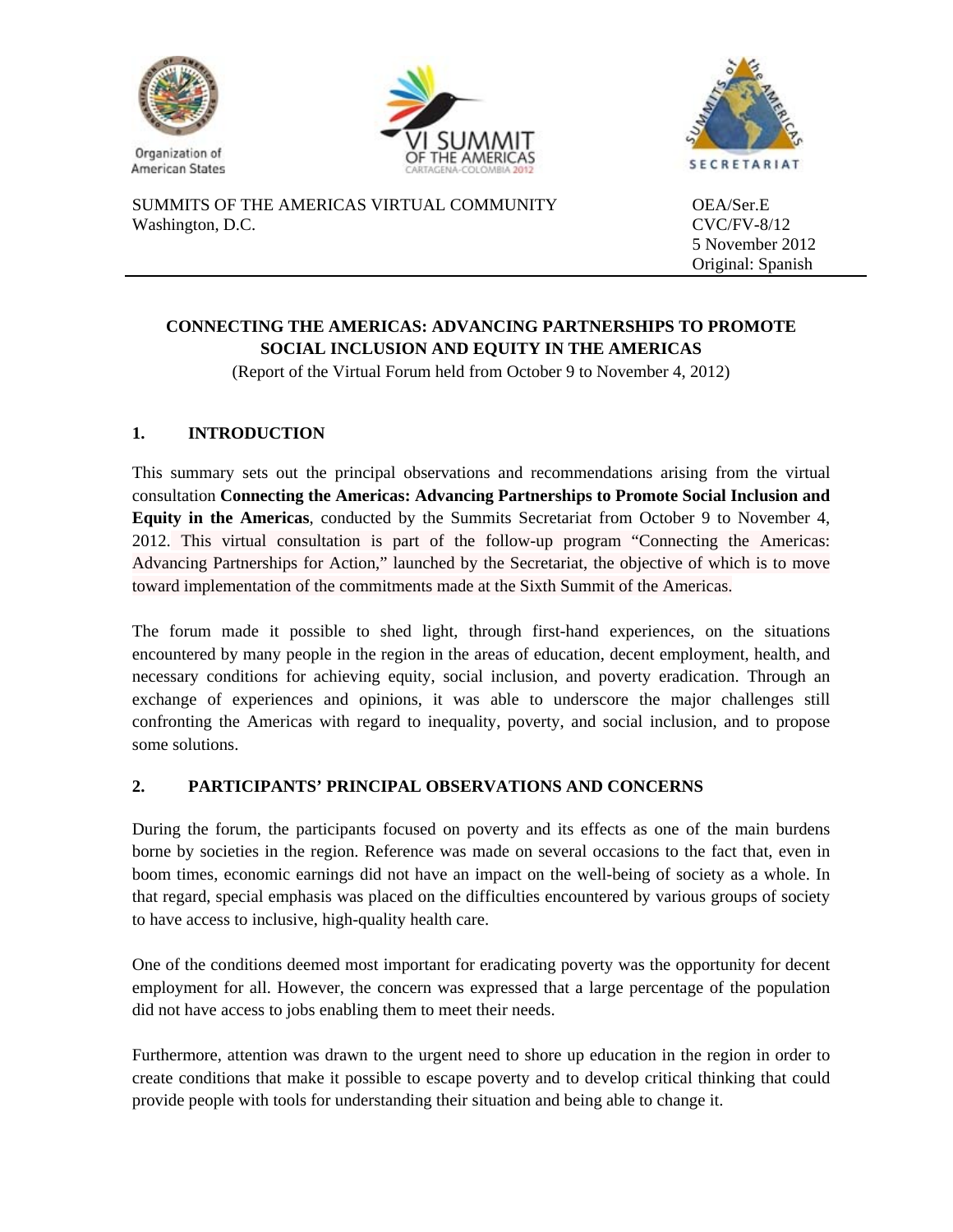Organization of American States

SUMMITS OF THE AMERICAS VIRTUAL COMMUNITY
Washington, D.C.

OEA/Ser.E
CVC/FV-8/12
5 November 2012
Original: Spanish

**CONNECTING THE AMERICAS: ADVANCING PARTNERSHIPS TO PROMOTE SOCIAL INCLUSION AND EQUITY IN THE AMERICAS**

(Report of the Virtual Forum held from October 9 to November 4, 2012)

## 1. INTRODUCTION

This summary sets out the principal observations and recommendations arising from the virtual consultation **Connecting the Americas: Advancing Partnerships to Promote Social Inclusion and Equity in the Americas**, conducted by the Summits Secretariat from October 9 to November 4, 2012. This virtual consultation is part of the follow-up program "Connecting the Americas: Advancing Partnerships for Action," launched by the Secretariat, the objective of which is to move toward implementation of the commitments made at the Sixth Summit of the Americas.

The forum made it possible to shed light, through first-hand experiences, on the situations encountered by many people in the region in the areas of education, decent employment, health, and necessary conditions for achieving equity, social inclusion, and poverty eradication. Through an exchange of experiences and opinions, it was able to underscore the major challenges still confronting the Americas with regard to inequality, poverty, and social inclusion, and to propose some solutions.

## 2. PARTICIPANTS' PRINCIPAL OBSERVATIONS AND CONCERNS

During the forum, the participants focused on poverty and its effects as one of the main burdens borne by societies in the region. Reference was made on several occasions to the fact that, even in boom times, economic earnings did not have an impact on the well-being of society as a whole. In that regard, special emphasis was placed on the difficulties encountered by various groups of society to have access to inclusive, high-quality health care.

One of the conditions deemed most important for eradicating poverty was the opportunity for decent employment for all. However, the concern was expressed that a large percentage of the population did not have access to jobs enabling them to meet their needs.

Furthermore, attention was drawn to the urgent need to shore up education in the region in order to create conditions that make it possible to escape poverty and to develop critical thinking that could provide people with tools for understanding their situation and being able to change it.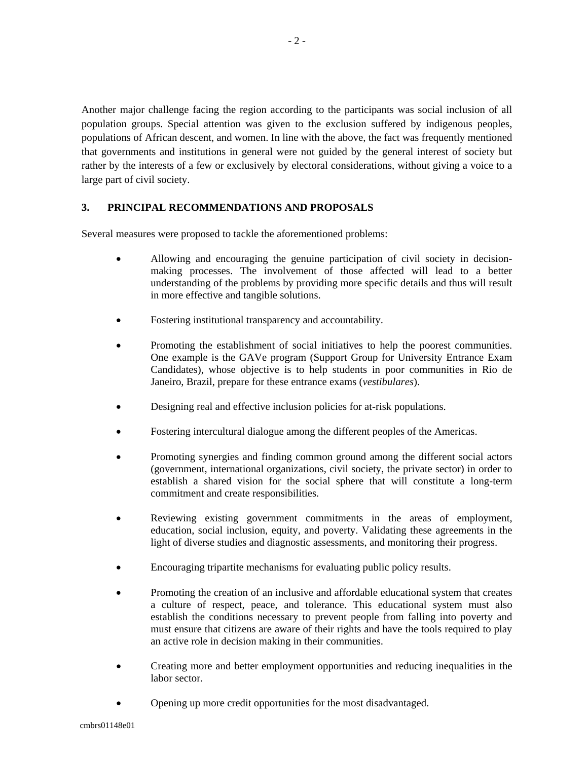Another major challenge facing the region according to the participants was social inclusion of all population groups. Special attention was given to the exclusion suffered by indigenous peoples, populations of African descent, and women. In line with the above, the fact was frequently mentioned that governments and institutions in general were not guided by the general interest of society but rather by the interests of a few or exclusively by electoral considerations, without giving a voice to a large part of civil society.

## 3. PRINCIPAL RECOMMENDATIONS AND PROPOSALS

Several measures were proposed to tackle the aforementioned problems:

- Allowing and encouraging the genuine participation of civil society in decision-making processes. The involvement of those affected will lead to a better understanding of the problems by providing more specific details and thus will result in more effective and tangible solutions.

- Fostering institutional transparency and accountability.

- Promoting the establishment of social initiatives to help the poorest communities. One example is the GAVe program (Support Group for University Entrance Exam Candidates), whose objective is to help students in poor communities in Rio de Janeiro, Brazil, prepare for these entrance exams (*vestibulares*).

- Designing real and effective inclusion policies for at-risk populations.

- Fostering intercultural dialogue among the different peoples of the Americas.

- Promoting synergies and finding common ground among the different social actors (government, international organizations, civil society, the private sector) in order to establish a shared vision for the social sphere that will constitute a long-term commitment and create responsibilities.

- Reviewing existing government commitments in the areas of employment, education, social inclusion, equity, and poverty. Validating these agreements in the light of diverse studies and diagnostic assessments, and monitoring their progress.

- Encouraging tripartite mechanisms for evaluating public policy results.

- Promoting the creation of an inclusive and affordable educational system that creates a culture of respect, peace, and tolerance. This educational system must also establish the conditions necessary to prevent people from falling into poverty and must ensure that citizens are aware of their rights and have the tools required to play an active role in decision making in their communities.

- Creating more and better employment opportunities and reducing inequalities in the labor sector.

- Opening up more credit opportunities for the most disadvantaged.